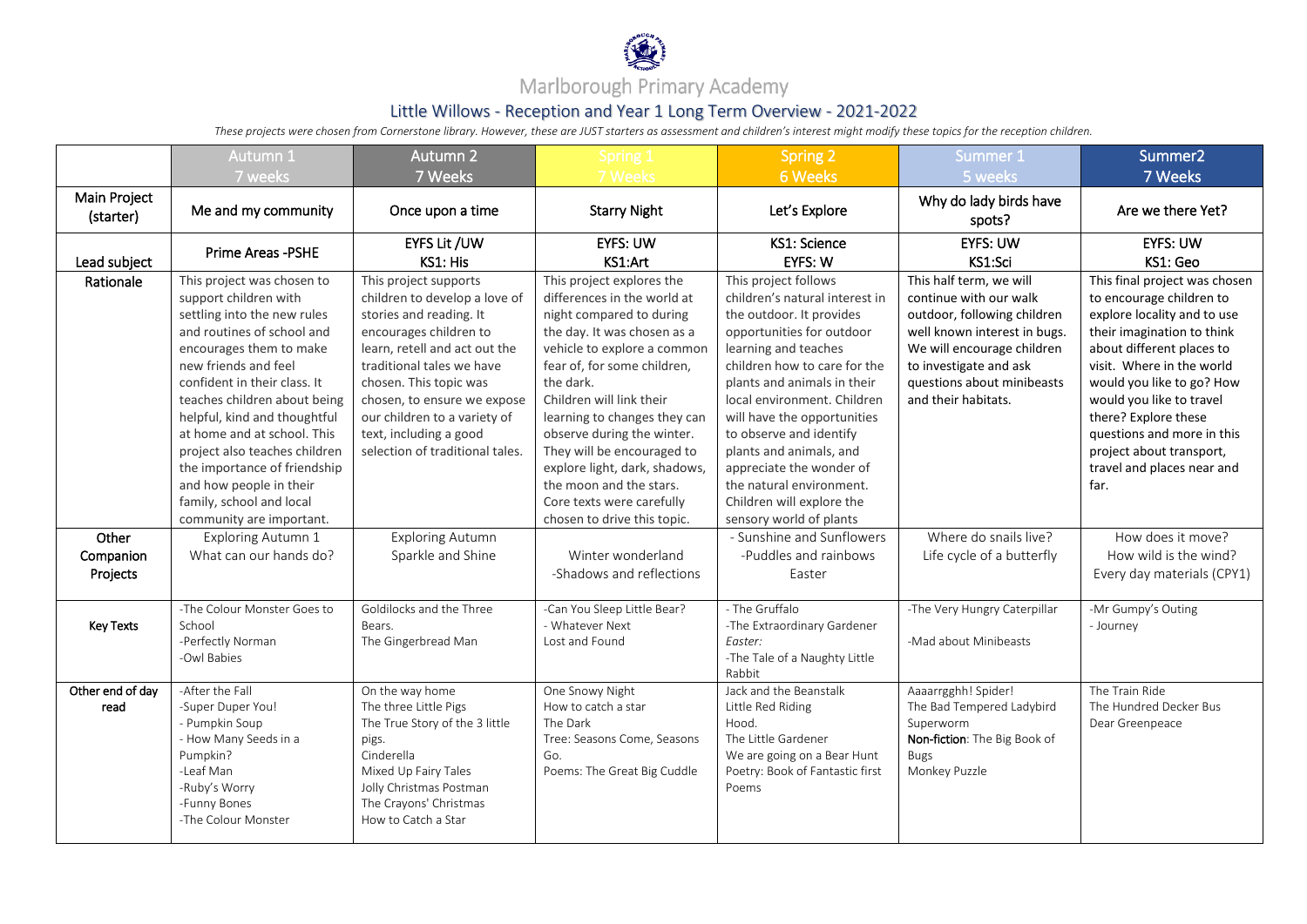# Marlborough Primary Academy

## Little Willows - Reception and Year 1 Long Term Overview - 2021-2022

*These projects were chosen from Cornerstone library. However, these are JUST starters as assessment and children's interest might modify these topics for the reception children.*

| | Autumn 1 7 weeks | Autumn 2 7 Weeks | Spring 1 7 Weeks | Spring 2 6 Weeks | Summer 1 5 weeks | Summer2 7 Weeks |
|---|---|---|---|---|---|---|
| Main Project (starter) | Me and my community | Once upon a time | Starry Night | Let's Explore | Why do lady birds have spots? | Are we there Yet? |
| Lead subject | Prime Areas -PSHE | EYFS Lit /UW KS1: His | EYFS: UW KS1:Art | KS1: Science EYFS: W | EYFS: UW KS1:Sci | EYFS: UW KS1: Geo |
| Rationale | This project was chosen to support children with settling into the new rules and routines of school and encourages them to make new friends and feel confident in their class. It teaches children about being helpful, kind and thoughtful at home and at school. This project also teaches children the importance of friendship and how people in their family, school and local community are important. | This project supports children to develop a love of stories and reading. It encourages children to learn, retell and act out the traditional tales we have chosen. This topic was chosen, to ensure we expose our children to a variety of text, including a good selection of traditional tales. | This project explores the differences in the world at night compared to during the day. It was chosen as a vehicle to explore a common fear of, for some children, the dark. Children will link their learning to changes they can observe during the winter. They will be encouraged to explore light, dark, shadows, the moon and the stars. Core texts were carefully chosen to drive this topic. | This project follows children's natural interest in the outdoor. It provides opportunities for outdoor learning and teaches children how to care for the plants and animals in their local environment. Children will have the opportunities to observe and identify plants and animals, and appreciate the wonder of the natural environment. Children will explore the sensory world of plants | This half term, we will continue with our walk outdoor, following children well known interest in bugs. We will encourage children to investigate and ask questions about minibeasts and their habitats. | This final project was chosen to encourage children to explore locality and to use their imagination to think about different places to visit. Where in the world would you like to go? How would you like to travel there? Explore these questions and more in this project about transport, travel and places near and far. |
| Other Companion Projects | Exploring Autumn 1<br>What can our hands do? | Exploring Autumn<br>Sparkle and Shine | Winter wonderland<br>-Shadows and reflections | - Sunshine and Sunflowers<br>-Puddles and rainbows<br>Easter | Where do snails live?<br>Life cycle of a butterfly | How does it move?<br>How wild is the wind?<br>Every day materials (CPY1) |
| Key Texts | -The Colour Monster Goes to School<br>-Perfectly Norman<br>-Owl Babies | Goldilocks and the Three Bears.<br>The Gingerbread Man | -Can You Sleep Little Bear?<br>- Whatever Next<br>Lost and Found | - The Gruffalo<br>-The Extraordinary Gardener<br>*Easter:*<br>-The Tale of a Naughty Little Rabbit | -The Very Hungry Caterpillar<br><br>-Mad about Minibeasts | -Mr Gumpy's Outing<br>- Journey |
| Other end of day read | -After the Fall<br>-Super Duper You!<br>- Pumpkin Soup<br>- How Many Seeds in a Pumpkin?<br>-Leaf Man<br>-Ruby's Worry<br>-Funny Bones<br>-The Colour Monster | On the way home<br>The three Little Pigs<br>The True Story of the 3 little pigs.<br>Cinderella<br>Mixed Up Fairy Tales<br>Jolly Christmas Postman<br>The Crayons' Christmas<br>How to Catch a Star | One Snowy Night<br>How to catch a star<br>The Dark<br>Tree: Seasons Come, Seasons Go.<br>Poems: The Great Big Cuddle | Jack and the Beanstalk<br>Little Red Riding Hood.<br>The Little Gardener<br>We are going on a Bear Hunt<br>Poetry: Book of Fantastic first Poems | Aaaarrgghh! Spider!<br>The Bad Tempered Ladybird<br>Superworm<br>**Non-fiction**: The Big Book of Bugs<br>Monkey Puzzle | The Train Ride<br>The Hundred Decker Bus<br>Dear Greenpeace |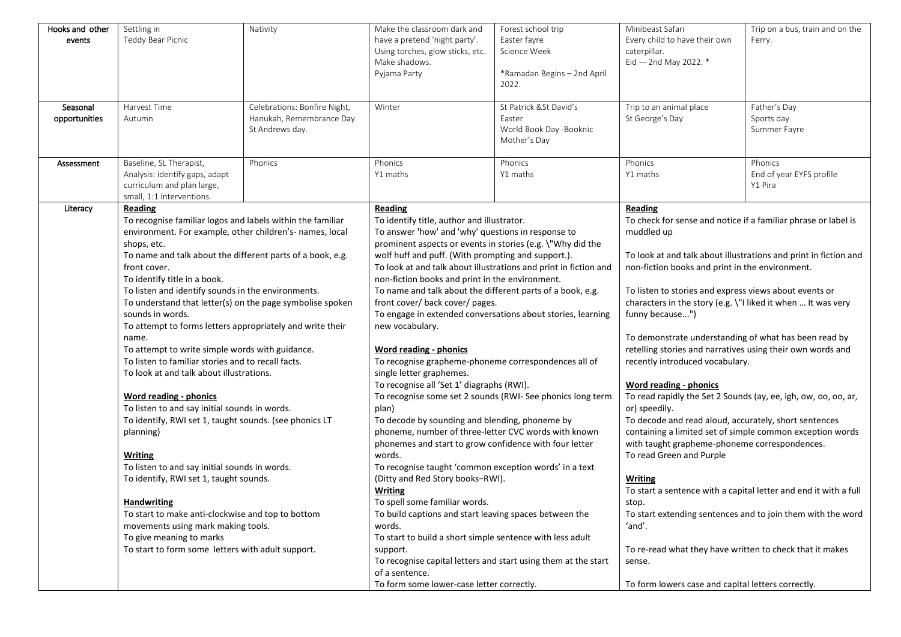| Hooks and other events | Settling in<br>Teddy Bear Picnic | Nativity | Make the classroom dark and have a pretend 'night party'. Using torches, glow sticks, etc. Make shadows.<br>Pyjama Party | Forest school trip<br>Easter fayre<br>Science Week<br><br>*Ramadan Begins – 2nd April 2022. | Minibeast Safari<br>Every child to have their own caterpillar.<br>Eid — 2nd May 2022. * | Trip on a bus, train and on the Ferry. |
|---|---|---|---|---|---|---|
| Seasonal opportunities | Harvest Time<br>Autumn | Celebrations: Bonfire Night, Hanukah, Remembrance Day<br>St Andrews day. | Winter | St Patrick &St David's<br>Easter<br>World Book Day -Booknic<br>Mother's Day | Trip to an animal place<br>St George's Day | Father's Day<br>Sports day<br>Summer Fayre |
| Assessment | Baseline, SL Therapist,<br>Analysis: identify gaps, adapt curriculum and plan large, small, 1:1 interventions. | Phonics | Phonics<br>Y1 maths | Phonics<br>Y1 maths | Phonics<br>Y1 maths | Phonics<br>End of year EYFS profile<br>Y1 Pira |
| Literacy | **Reading**<br>To recognise familiar logos and labels within the familiar environment. For example, other children's- names, local shops, etc.<br>To name and talk about the different parts of a book, e.g. front cover.<br>To identify title in a book.<br>To listen and identify sounds in the environments.<br>To understand that letter(s) on the page symbolise spoken sounds in words.<br>To attempt to forms letters appropriately and write their name.<br>To attempt to write simple words with guidance.<br>To listen to familiar stories and to recall facts.<br>To look at and talk about illustrations.<br><br>**Word reading - phonics**<br>To listen to and say initial sounds in words.<br>To identify, RWI set 1, taught sounds. (see phonics LT planning)<br><br>**Writing**<br>To listen to and say initial sounds in words.<br>To identify, RWI set 1, taught sounds.<br><br>**Handwriting**<br>To start to make anti-clockwise and top to bottom movements using mark making tools.<br>To give meaning to marks<br>To start to form some letters with adult support. | | **Reading**<br>To identify title, author and illustrator.<br>To answer 'how' and 'why' questions in response to prominent aspects or events in stories (e.g. \"Why did the wolf huff and puff. (With prompting and support.).<br>To look at and talk about illustrations and print in fiction and non-fiction books and print in the environment.<br>To name and talk about the different parts of a book, e.g. front cover/ back cover/ pages.<br>To engage in extended conversations about stories, learning new vocabulary.<br><br>**Word reading - phonics**<br>To recognise grapheme-phoneme correspondences all of single letter graphemes.<br>To recognise all 'Set 1' diagraphs (RWI).<br>To recognise some set 2 sounds (RWI- See phonics long term plan)<br>To decode by sounding and blending, phoneme by phoneme, number of three-letter CVC words with known phonemes and start to grow confidence with four letter words.<br>To recognise taught 'common exception words' in a text (Ditty and Red Story books–RWI).<br>**Writing**<br>To spell some familiar words.<br>To build captions and start leaving spaces between the words.<br>To start to build a short simple sentence with less adult support.<br>To recognise capital letters and start using them at the start of a sentence.<br>To form some lower-case letter correctly. | | **Reading**<br>To check for sense and notice if a familiar phrase or label is muddled up<br><br>To look at and talk about illustrations and print in fiction and non-fiction books and print in the environment.<br><br>To listen to stories and express views about events or characters in the story (e.g. \"I liked it when … It was very funny because...")<br><br>To demonstrate understanding of what has been read by retelling stories and narratives using their own words and recently introduced vocabulary.<br><br>**Word reading - phonics**<br>To read rapidly the Set 2 Sounds (ay, ee, igh, ow, oo, oo, ar, or) speedily.<br>To decode and read aloud, accurately, short sentences containing a limited set of simple common exception words with taught grapheme-phoneme correspondences.<br>To read Green and Purple<br><br>**Writing**<br>To start a sentence with a capital letter and end it with a full stop.<br>To start extending sentences and to join them with the word 'and'.<br><br>To re-read what they have written to check that it makes sense.<br><br>To form lowers case and capital letters correctly. | |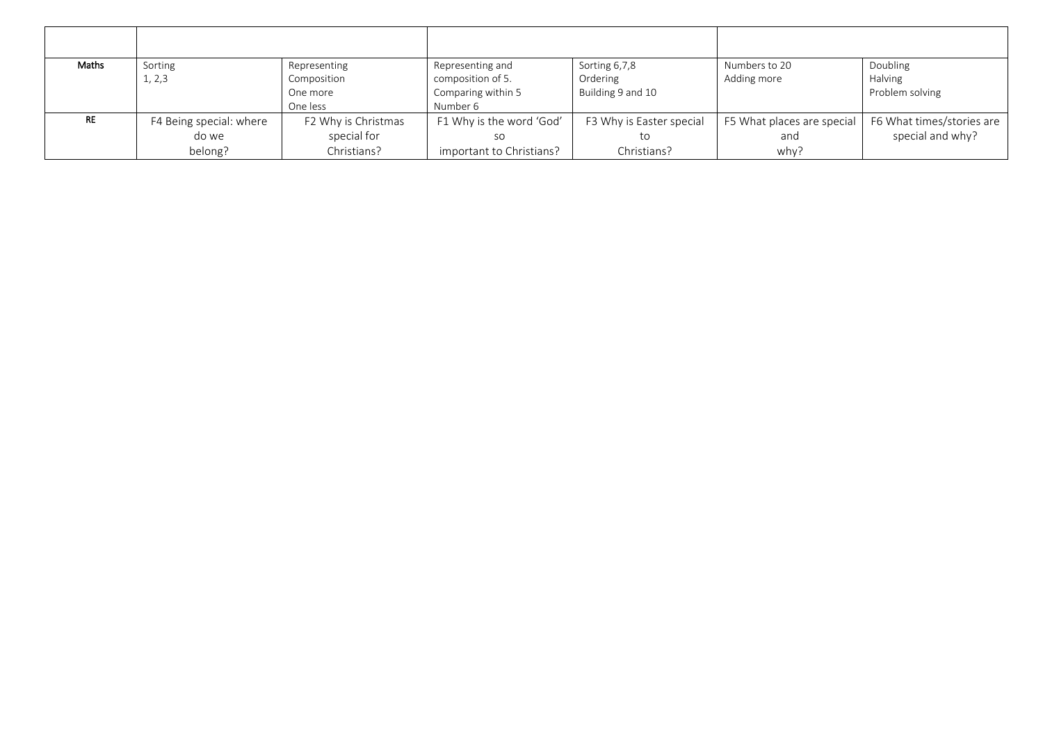| | | | | | | |
|---|---|---|---|---|---|---|
| | | | | | | |
| **Maths** | Sorting<br>1, 2,3 | Representing<br>Composition<br>One more<br>One less | Representing and composition of 5.<br>Comparing within 5<br>Number 6 | Sorting 6,7,8<br>Ordering<br>Building 9 and 10 | Numbers to 20<br>Adding more | Doubling<br>Halving<br>Problem solving |
| **RE** | F4 Being special: where do we belong? | F2 Why is Christmas special for Christians? | F1 Why is the word 'God' so important to Christians? | F3 Why is Easter special to Christians? | F5 What places are special and why? | F6 What times/stories are special and why? |